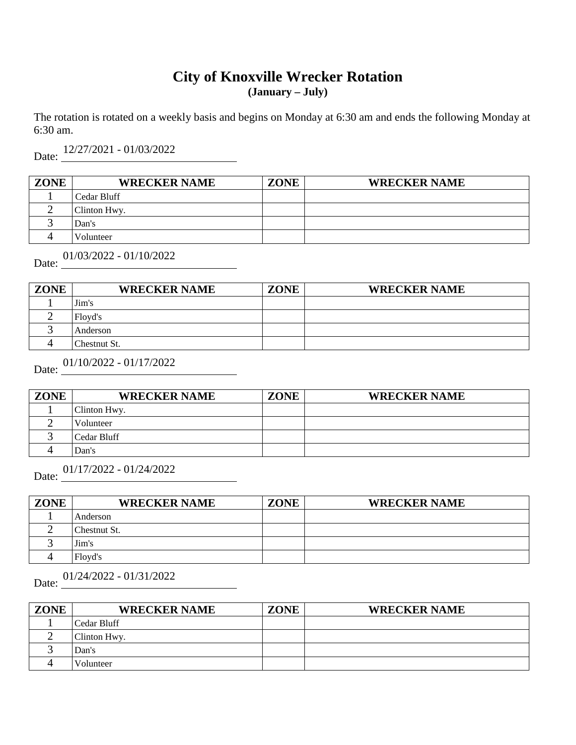# City of Knoxville Wrecker Rotation

**(January – July)**

The rotation is rotated on a weekly basis and begins on Monday at 6:30 am and ends the following Monday at 6:30 am.

Date: 12/27/2021 - 01/03/2022

| ZONE | WRECKER NAME | ZONE | WRECKER NAME |
|---|---|---|---|
| 1 | Cedar Bluff | | |
| 2 | Clinton Hwy. | | |
| 3 | Dan's | | |
| 4 | Volunteer | | |

Date: 01/03/2022 - 01/10/2022

| ZONE | WRECKER NAME | ZONE | WRECKER NAME |
|---|---|---|---|
| 1 | Jim's | | |
| 2 | Floyd's | | |
| 3 | Anderson | | |
| 4 | Chestnut St. | | |

Date: 01/10/2022 - 01/17/2022

| ZONE | WRECKER NAME | ZONE | WRECKER NAME |
|---|---|---|---|
| 1 | Clinton Hwy. | | |
| 2 | Volunteer | | |
| 3 | Cedar Bluff | | |
| 4 | Dan's | | |

Date: 01/17/2022 - 01/24/2022

| ZONE | WRECKER NAME | ZONE | WRECKER NAME |
|---|---|---|---|
| 1 | Anderson | | |
| 2 | Chestnut St. | | |
| 3 | Jim's | | |
| 4 | Floyd's | | |

Date: 01/24/2022 - 01/31/2022

| ZONE | WRECKER NAME | ZONE | WRECKER NAME |
|---|---|---|---|
| 1 | Cedar Bluff | | |
| 2 | Clinton Hwy. | | |
| 3 | Dan's | | |
| 4 | Volunteer | | |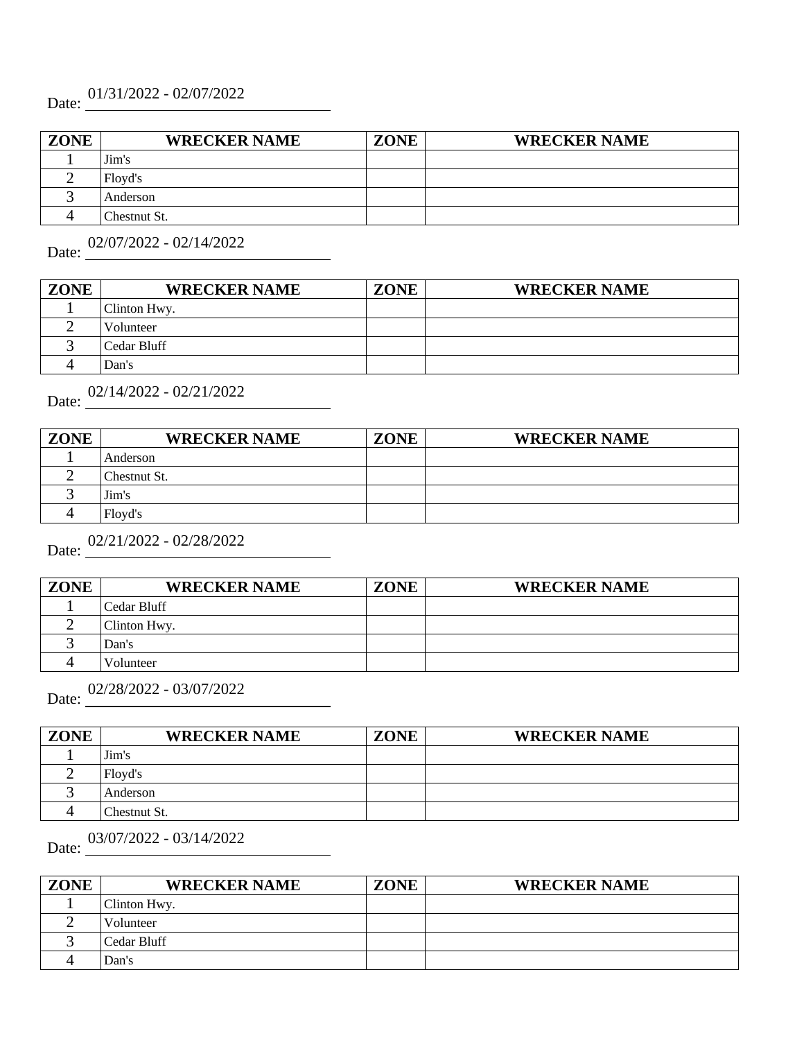Date: 01/31/2022 - 02/07/2022

| ZONE | WRECKER NAME | ZONE | WRECKER NAME |
| --- | --- | --- | --- |
| 1 | Jim's | | |
| 2 | Floyd's | | |
| 3 | Anderson | | |
| 4 | Chestnut St. | | |

Date: 02/07/2022 - 02/14/2022

| ZONE | WRECKER NAME | ZONE | WRECKER NAME |
| --- | --- | --- | --- |
| 1 | Clinton Hwy. | | |
| 2 | Volunteer | | |
| 3 | Cedar Bluff | | |
| 4 | Dan's | | |

Date: 02/14/2022 - 02/21/2022

| ZONE | WRECKER NAME | ZONE | WRECKER NAME |
| --- | --- | --- | --- |
| 1 | Anderson | | |
| 2 | Chestnut St. | | |
| 3 | Jim's | | |
| 4 | Floyd's | | |

Date: 02/21/2022 - 02/28/2022

| ZONE | WRECKER NAME | ZONE | WRECKER NAME |
| --- | --- | --- | --- |
| 1 | Cedar Bluff | | |
| 2 | Clinton Hwy. | | |
| 3 | Dan's | | |
| 4 | Volunteer | | |

Date: 02/28/2022 - 03/07/2022

| ZONE | WRECKER NAME | ZONE | WRECKER NAME |
| --- | --- | --- | --- |
| 1 | Jim's | | |
| 2 | Floyd's | | |
| 3 | Anderson | | |
| 4 | Chestnut St. | | |

Date: 03/07/2022 - 03/14/2022

| ZONE | WRECKER NAME | ZONE | WRECKER NAME |
| --- | --- | --- | --- |
| 1 | Clinton Hwy. | | |
| 2 | Volunteer | | |
| 3 | Cedar Bluff | | |
| 4 | Dan's | | |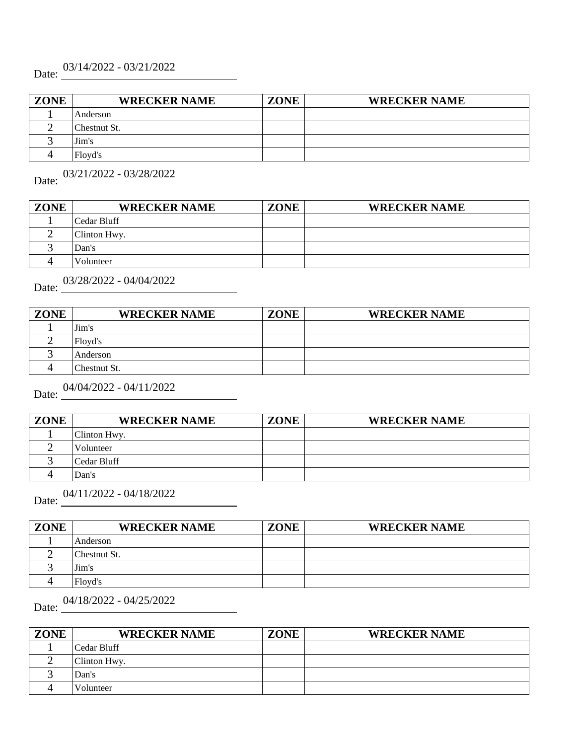Date: 03/14/2022 - 03/21/2022

| ZONE | WRECKER NAME | ZONE | WRECKER NAME |
|---|---|---|---|
| 1 | Anderson | | |
| 2 | Chestnut St. | | |
| 3 | Jim's | | |
| 4 | Floyd's | | |

Date: 03/21/2022 - 03/28/2022

| ZONE | WRECKER NAME | ZONE | WRECKER NAME |
|---|---|---|---|
| 1 | Cedar Bluff | | |
| 2 | Clinton Hwy. | | |
| 3 | Dan's | | |
| 4 | Volunteer | | |

Date: 03/28/2022 - 04/04/2022

| ZONE | WRECKER NAME | ZONE | WRECKER NAME |
|---|---|---|---|
| 1 | Jim's | | |
| 2 | Floyd's | | |
| 3 | Anderson | | |
| 4 | Chestnut St. | | |

Date: 04/04/2022 - 04/11/2022

| ZONE | WRECKER NAME | ZONE | WRECKER NAME |
|---|---|---|---|
| 1 | Clinton Hwy. | | |
| 2 | Volunteer | | |
| 3 | Cedar Bluff | | |
| 4 | Dan's | | |

Date: 04/11/2022 - 04/18/2022

| ZONE | WRECKER NAME | ZONE | WRECKER NAME |
|---|---|---|---|
| 1 | Anderson | | |
| 2 | Chestnut St. | | |
| 3 | Jim's | | |
| 4 | Floyd's | | |

Date: 04/18/2022 - 04/25/2022

| ZONE | WRECKER NAME | ZONE | WRECKER NAME |
|---|---|---|---|
| 1 | Cedar Bluff | | |
| 2 | Clinton Hwy. | | |
| 3 | Dan's | | |
| 4 | Volunteer | | |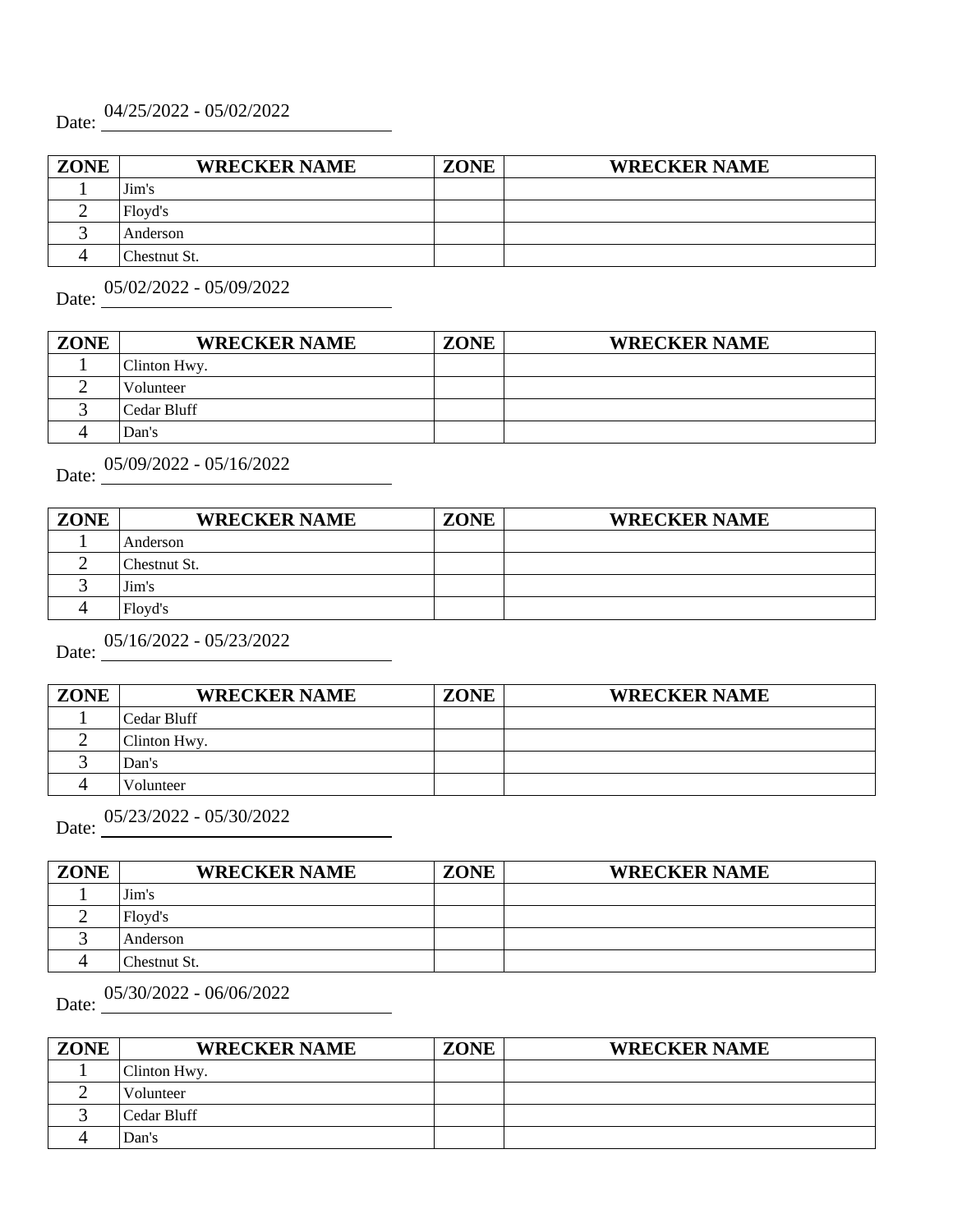Date: 04/25/2022 - 05/02/2022

| ZONE | WRECKER NAME | ZONE | WRECKER NAME |
|---|---|---|---|
| 1 | Jim's | | |
| 2 | Floyd's | | |
| 3 | Anderson | | |
| 4 | Chestnut St. | | |

Date: 05/02/2022 - 05/09/2022

| ZONE | WRECKER NAME | ZONE | WRECKER NAME |
|---|---|---|---|
| 1 | Clinton Hwy. | | |
| 2 | Volunteer | | |
| 3 | Cedar Bluff | | |
| 4 | Dan's | | |

Date: 05/09/2022 - 05/16/2022

| ZONE | WRECKER NAME | ZONE | WRECKER NAME |
|---|---|---|---|
| 1 | Anderson | | |
| 2 | Chestnut St. | | |
| 3 | Jim's | | |
| 4 | Floyd's | | |

Date: 05/16/2022 - 05/23/2022

| ZONE | WRECKER NAME | ZONE | WRECKER NAME |
|---|---|---|---|
| 1 | Cedar Bluff | | |
| 2 | Clinton Hwy. | | |
| 3 | Dan's | | |
| 4 | Volunteer | | |

Date: 05/23/2022 - 05/30/2022

| ZONE | WRECKER NAME | ZONE | WRECKER NAME |
|---|---|---|---|
| 1 | Jim's | | |
| 2 | Floyd's | | |
| 3 | Anderson | | |
| 4 | Chestnut St. | | |

Date: 05/30/2022 - 06/06/2022

| ZONE | WRECKER NAME | ZONE | WRECKER NAME |
|---|---|---|---|
| 1 | Clinton Hwy. | | |
| 2 | Volunteer | | |
| 3 | Cedar Bluff | | |
| 4 | Dan's | | |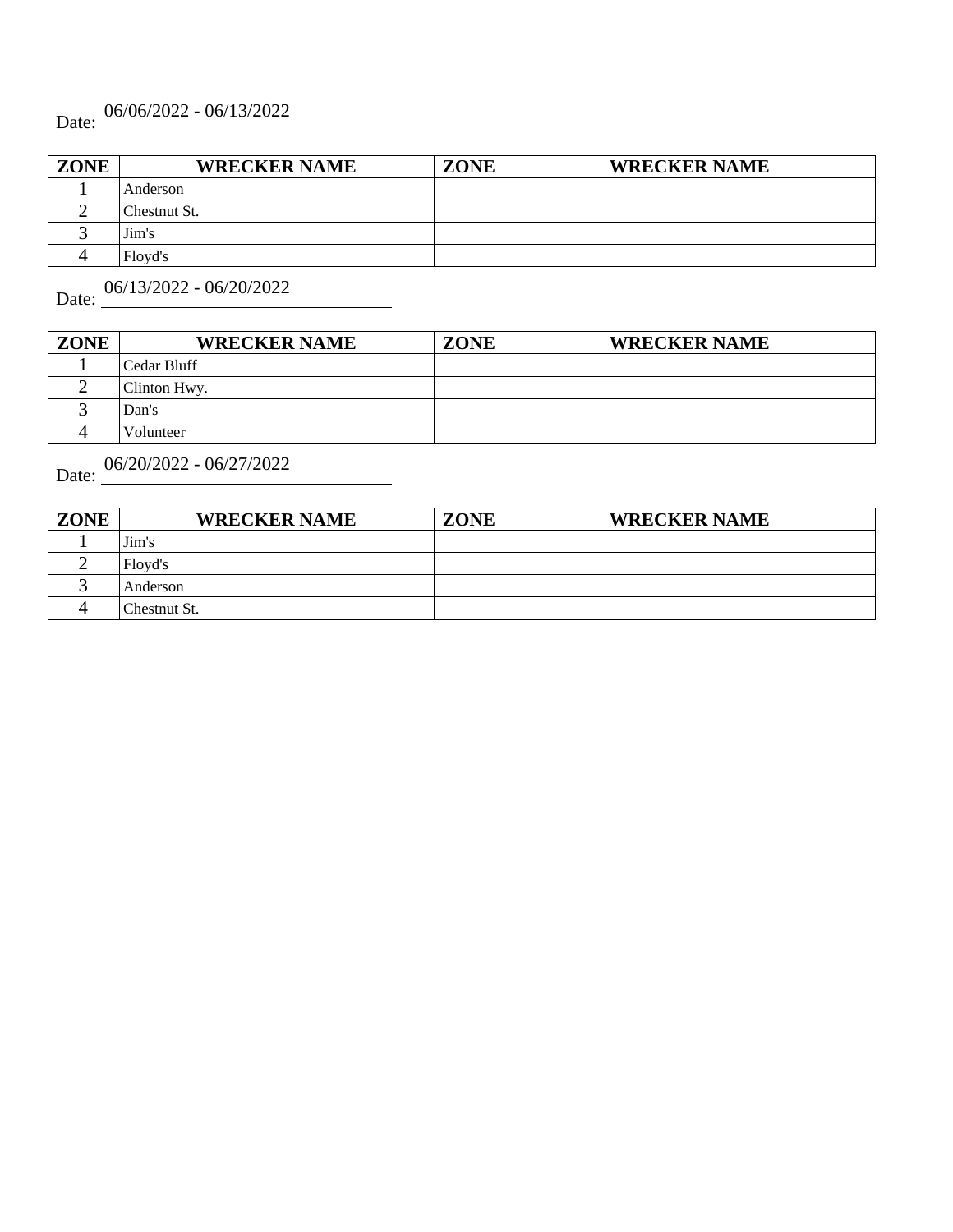Date: 06/06/2022 - 06/13/2022

| ZONE | WRECKER NAME | ZONE | WRECKER NAME |
| --- | --- | --- | --- |
| 1 | Anderson | | |
| 2 | Chestnut St. | | |
| 3 | Jim's | | |
| 4 | Floyd's | | |

Date: 06/13/2022 - 06/20/2022

| ZONE | WRECKER NAME | ZONE | WRECKER NAME |
| --- | --- | --- | --- |
| 1 | Cedar Bluff | | |
| 2 | Clinton Hwy. | | |
| 3 | Dan's | | |
| 4 | Volunteer | | |

Date: 06/20/2022 - 06/27/2022

| ZONE | WRECKER NAME | ZONE | WRECKER NAME |
| --- | --- | --- | --- |
| 1 | Jim's | | |
| 2 | Floyd's | | |
| 3 | Anderson | | |
| 4 | Chestnut St. | | |